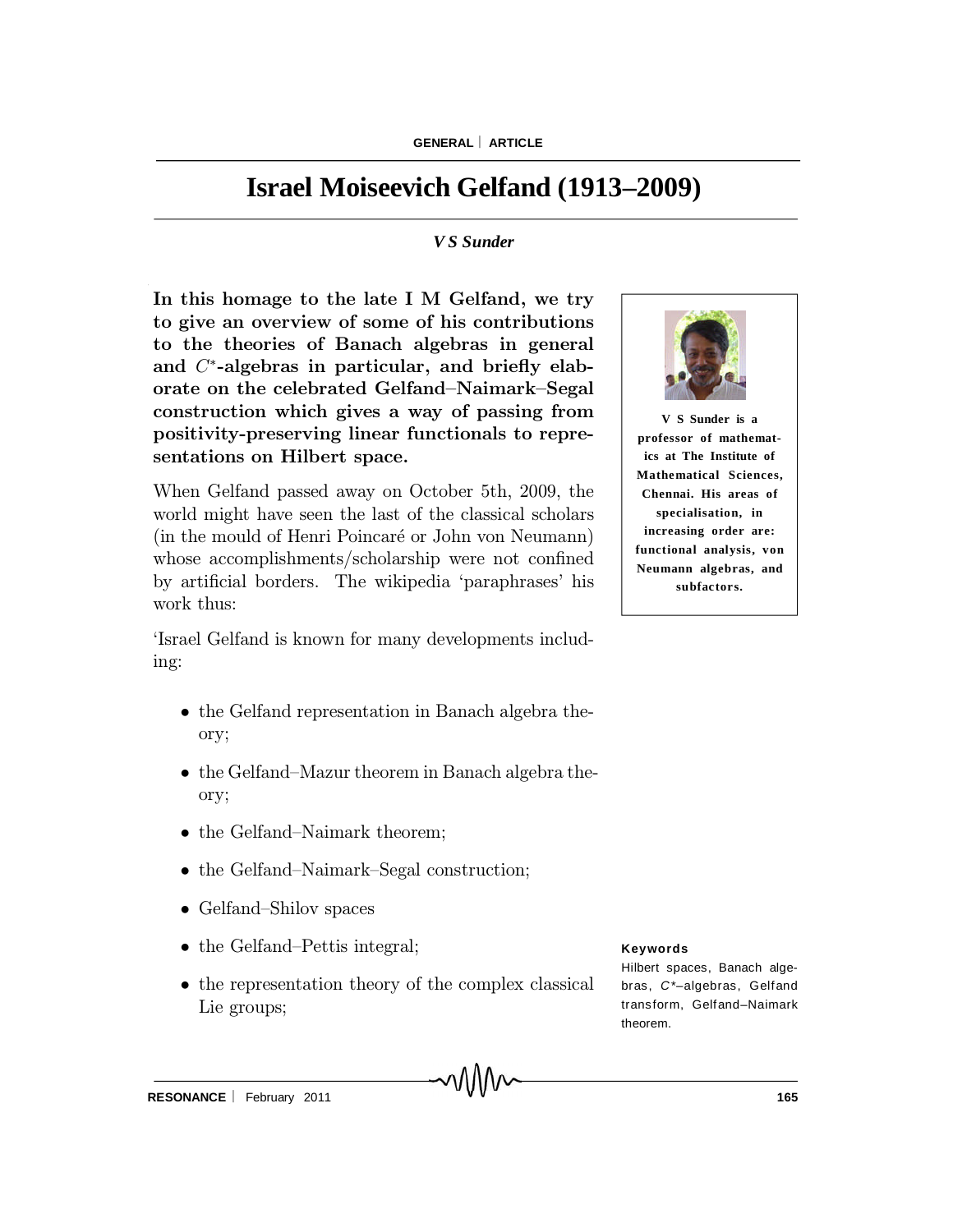GENERAL | ARTICLE

# Israel Moiseevich Gelfand (1913–2009)

*V S Sunder*

**In this homage to the late I M Gelfand, we try to give an overview of some of his contributions to the theories of Banach algebras in general and $C^*$-algebras in particular, and briefly elaborate on the celebrated Gelfand–Naimark–Segal construction which gives a way of passing from positivity-preserving linear functionals to representations on Hilbert space.**

**V S Sunder is a professor of mathematics at The Institute of Mathematical Sciences, Chennai. His areas of specialisation, in increasing order are: functional analysis, von Neumann algebras, and subfactors.**

When Gelfand passed away on October 5th, 2009, the world might have seen the last of the classical scholars (in the mould of Henri Poincaré or John von Neumann) whose accomplishments/scholarship were not confined by artificial borders. The wikipedia 'paraphrases' his work thus:

'Israel Gelfand is known for many developments including:

- the Gelfand representation in Banach algebra theory;
- the Gelfand–Mazur theorem in Banach algebra theory;
- the Gelfand–Naimark theorem;
- the Gelfand–Naimark–Segal construction;
- Gelfand–Shilov spaces
- the Gelfand–Pettis integral;
- the representation theory of the complex classical Lie groups;

**Keywords**

Hilbert spaces, Banach algebras, $C^*$–algebras, Gelfand transform, Gelfand–Naimark theorem.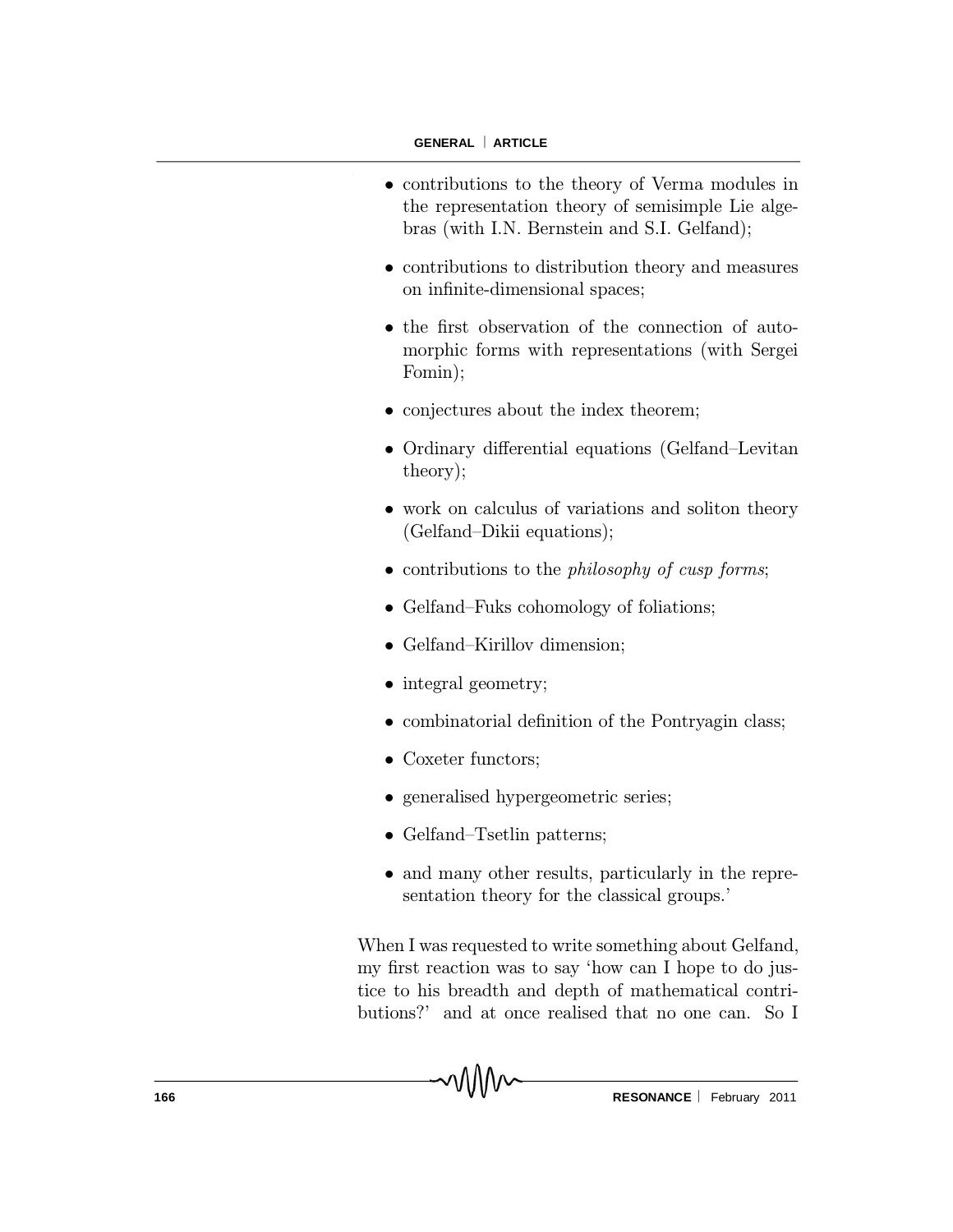- contributions to the theory of Verma modules in the representation theory of semisimple Lie algebras (with I.N. Bernstein and S.I. Gelfand);
- contributions to distribution theory and measures on infinite-dimensional spaces;
- the first observation of the connection of automorphic forms with representations (with Sergei Fomin);
- conjectures about the index theorem;
- Ordinary differential equations (Gelfand–Levitan theory);
- work on calculus of variations and soliton theory (Gelfand–Dikii equations);
- contributions to the *philosophy of cusp forms*;
- Gelfand–Fuks cohomology of foliations;
- Gelfand–Kirillov dimension;
- integral geometry;
- combinatorial definition of the Pontryagin class;
- Coxeter functors;
- generalised hypergeometric series;
- Gelfand–Tsetlin patterns;
- and many other results, particularly in the representation theory for the classical groups.'

When I was requested to write something about Gelfand, my first reaction was to say 'how can I hope to do justice to his breadth and depth of mathematical contributions?' and at once realised that no one can. So I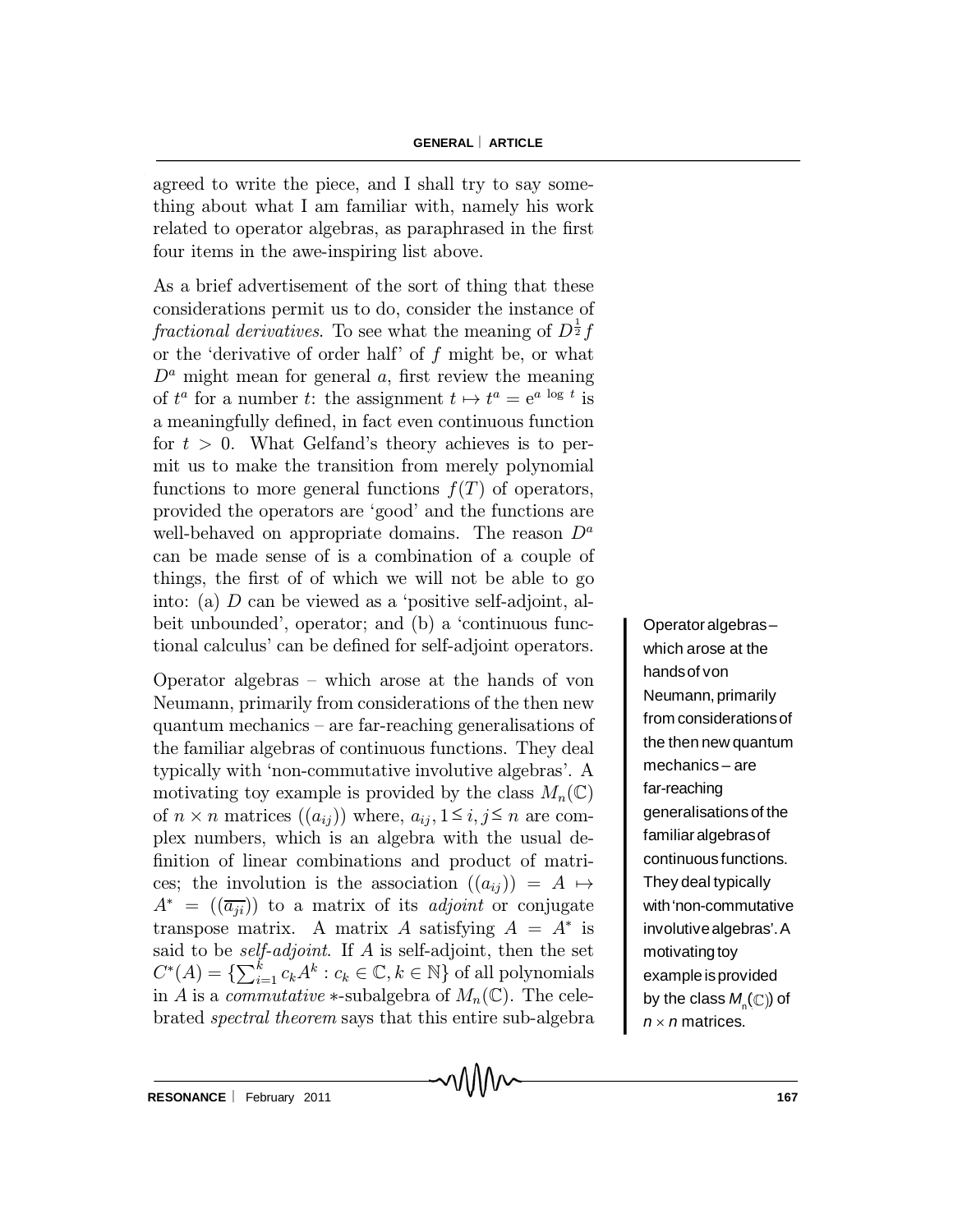agreed to write the piece, and I shall try to say something about what I am familiar with, namely his work related to operator algebras, as paraphrased in the first four items in the awe-inspiring list above.

As a brief advertisement of the sort of thing that these considerations permit us to do, consider the instance of *fractional derivatives*. To see what the meaning of $D^{\frac{1}{2}}f$ or the 'derivative of order half' of $f$ might be, or what $D^a$ might mean for general $a$, first review the meaning of $t^a$ for a number $t$: the assignment $t \mapsto t^a = e^{a \log t}$ is a meaningfully defined, in fact even continuous function for $t > 0$. What Gelfand's theory achieves is to permit us to make the transition from merely polynomial functions to more general functions $f(T)$ of operators, provided the operators are 'good' and the functions are well-behaved on appropriate domains. The reason $D^a$ can be made sense of is a combination of a couple of things, the first of of which we will not be able to go into: (a) $D$ can be viewed as a 'positive self-adjoint, albeit unbounded', operator; and (b) a 'continuous functional calculus' can be defined for self-adjoint operators.

Operator algebras – which arose at the hands of von Neumann, primarily from considerations of the then new quantum mechanics – are far-reaching generalisations of the familiar algebras of continuous functions. They deal typically with 'non-commutative involutive algebras'. A motivating toy example is provided by the class $M_n(\mathbb{C})$ of $n \times n$ matrices $((a_{ij}))$ where, $a_{ij}, 1 \leq i, j \leq n$ are complex numbers, which is an algebra with the usual definition of linear combinations and product of matrices; the involution is the association $((a_{ij})) = A \mapsto A^* = ((\overline{a_{ji}}))$ to a matrix of its *adjoint* or conjugate transpose matrix. A matrix $A$ satisfying $A = A^*$ is said to be *self-adjoint*. If $A$ is self-adjoint, then the set $C^*(A) = \{\sum_{i=1}^{k} c_k A^k : c_k \in \mathbb{C}, k \in \mathbb{N}\}$ of all polynomials in $A$ is a *commutative* $*$-subalgebra of $M_n(\mathbb{C})$. The celebrated *spectral theorem* says that this entire sub-algebra

Operator algebras – which arose at the hands of von Neumann, primarily from considerations of the then new quantum mechanics – are far-reaching generalisations of the familiar algebras of continuous functions. They deal typically with 'non-commutative involutive algebras'. A motivating toy example is provided by the class $M_n(\mathbb{C})$ of $n \times n$ matrices.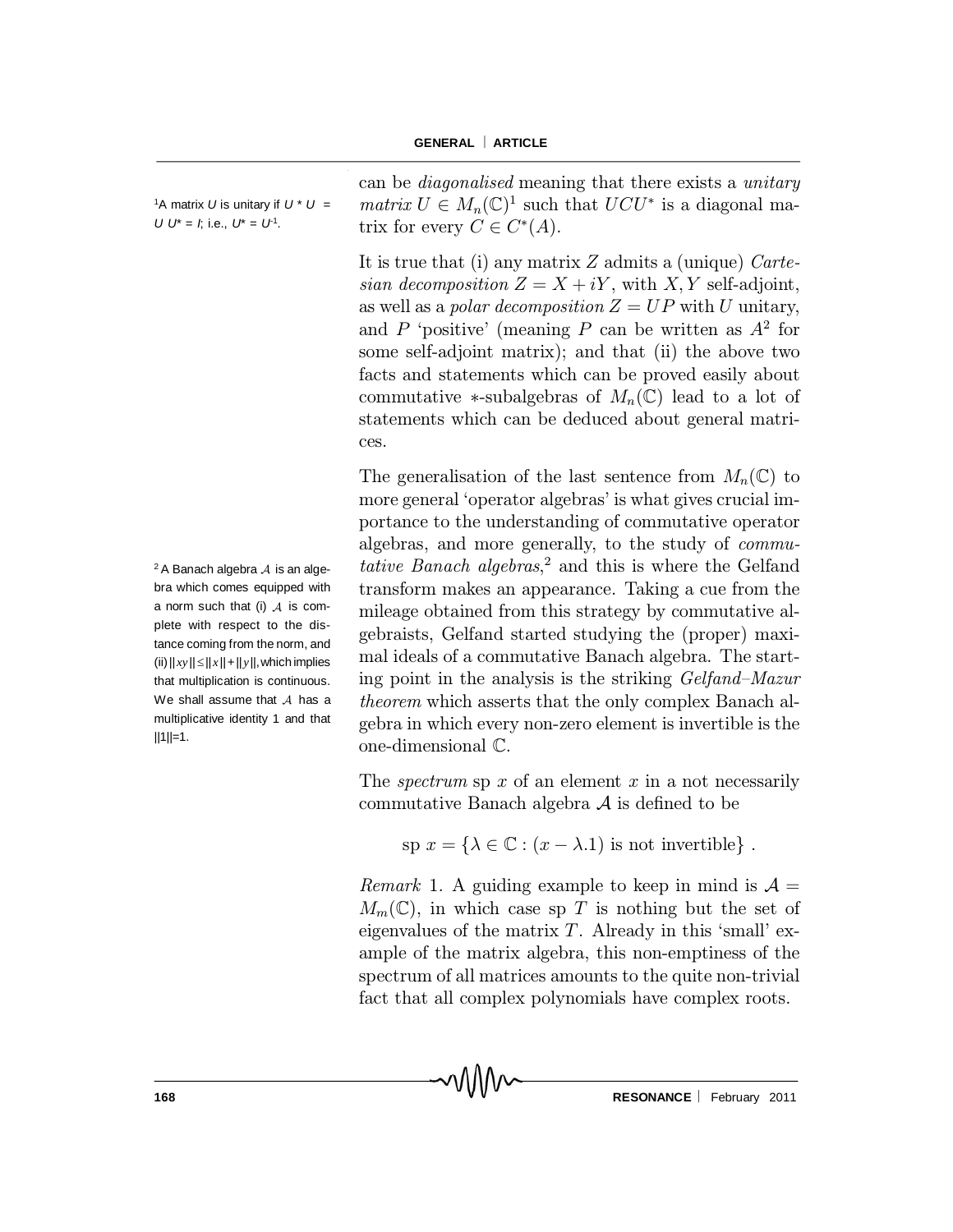can be *diagonalised* meaning that there exists a *unitary matrix* $U \in M_n(\mathbb{C})$[1] such that $UCU^*$ is a diagonal matrix for every $C \in C^*(A)$.

[1] A matrix $U$ is unitary if $U^*U = UU^* = I$; i.e., $U^* = U^{-1}$.

It is true that (i) any matrix $Z$ admits a (unique) *Cartesian decomposition* $Z = X + iY$, with $X, Y$ self-adjoint, as well as a *polar decomposition* $Z = UP$ with $U$ unitary, and $P$ 'positive' (meaning $P$ can be written as $A^2$ for some self-adjoint matrix); and that (ii) the above two facts and statements which can be proved easily about commutative $*$-subalgebras of $M_n(\mathbb{C})$ lead to a lot of statements which can be deduced about general matrices.

The generalisation of the last sentence from $M_n(\mathbb{C})$ to more general 'operator algebras' is what gives crucial importance to the understanding of commutative operator algebras, and more generally, to the study of *commutative Banach algebras*,[2] and this is where the Gelfand transform makes an appearance. Taking a cue from the mileage obtained from this strategy by commutative algebraists, Gelfand started studying the (proper) maximal ideals of a commutative Banach algebra. The starting point in the analysis is the striking *Gelfand–Mazur theorem* which asserts that the only complex Banach algebra in which every non-zero element is invertible is the one-dimensional $\mathbb{C}$.

[2] A Banach algebra $\mathcal{A}$ is an algebra which comes equipped with a norm such that (i) $\mathcal{A}$ is complete with respect to the distance coming from the norm, and (ii) $||xy|| \leq ||x|| + ||y||$, which implies that multiplication is continuous. We shall assume that $\mathcal{A}$ has a multiplicative identity 1 and that $||1||=1$.

The *spectrum* sp $x$ of an element $x$ in a not necessarily commutative Banach algebra $\mathcal{A}$ is defined to be

$$\text{sp } x = \{\lambda \in \mathbb{C} : (x - \lambda.1) \text{ is not invertible}\} .$$

*Remark* 1. A guiding example to keep in mind is $\mathcal{A} = M_m(\mathbb{C})$, in which case sp $T$ is nothing but the set of eigenvalues of the matrix $T$. Already in this 'small' example of the matrix algebra, this non-emptiness of the spectrum of all matrices amounts to the quite non-trivial fact that all complex polynomials have complex roots.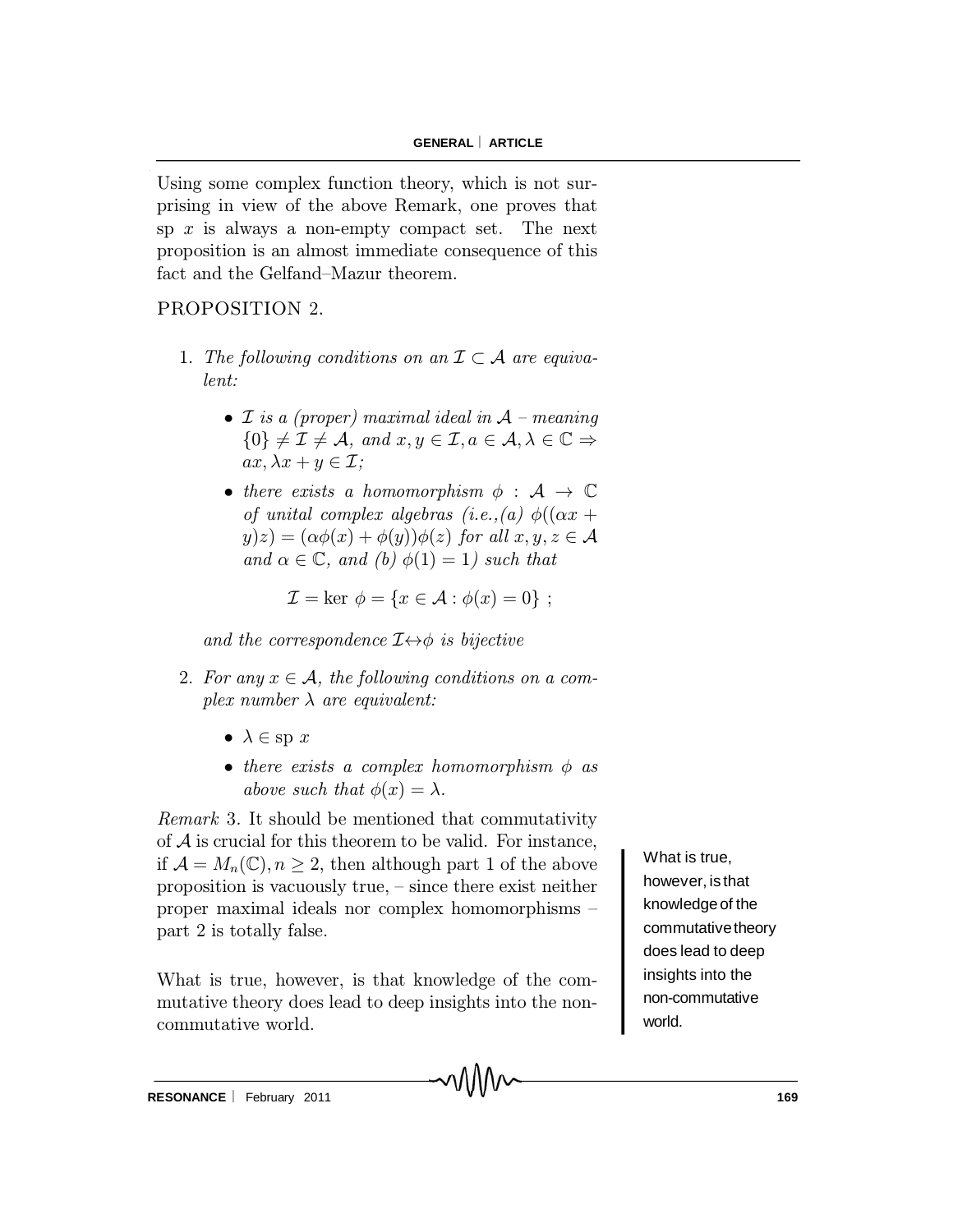Using some complex function theory, which is not surprising in view of the above Remark, one proves that sp $x$ is always a non-empty compact set. The next proposition is an almost immediate consequence of this fact and the Gelfand–Mazur theorem.

PROPOSITION 2.

1. *The following conditions on an $\mathcal{I} \subset \mathcal{A}$ are equivalent:*

   - *$\mathcal{I}$ is a (proper) maximal ideal in $\mathcal{A}$ – meaning $\{0\} \neq \mathcal{I} \neq \mathcal{A}$, and $x, y \in \mathcal{I}, a \in \mathcal{A}, \lambda \in \mathbb{C} \Rightarrow ax, \lambda x + y \in \mathcal{I}$;*
   - *there exists a homomorphism $\phi : \mathcal{A} \to \mathbb{C}$ of unital complex algebras (i.e.,(a) $\phi((\alpha x + y)z) = (\alpha\phi(x) + \phi(y))\phi(z)$ for all $x, y, z \in \mathcal{A}$ and $\alpha \in \mathbb{C}$, and (b) $\phi(1) = 1$) such that*

   $$\mathcal{I} = \ker \phi = \{x \in \mathcal{A} : \phi(x) = 0\} ;$$

   *and the correspondence $\mathcal{I} \leftrightarrow \phi$ is bijective*

2. *For any $x \in \mathcal{A}$, the following conditions on a complex number $\lambda$ are equivalent:*

   - *$\lambda \in$ sp $x$*
   - *there exists a complex homomorphism $\phi$ as above such that $\phi(x) = \lambda$.*

*Remark* 3. It should be mentioned that commutativity of $\mathcal{A}$ is crucial for this theorem to be valid. For instance, if $\mathcal{A} = M_n(\mathbb{C}), n \geq 2$, then although part 1 of the above proposition is vacuously true, – since there exist neither proper maximal ideals nor complex homomorphisms – part 2 is totally false.

What is true, however, is that knowledge of the commutative theory does lead to deep insights into the noncommutative world.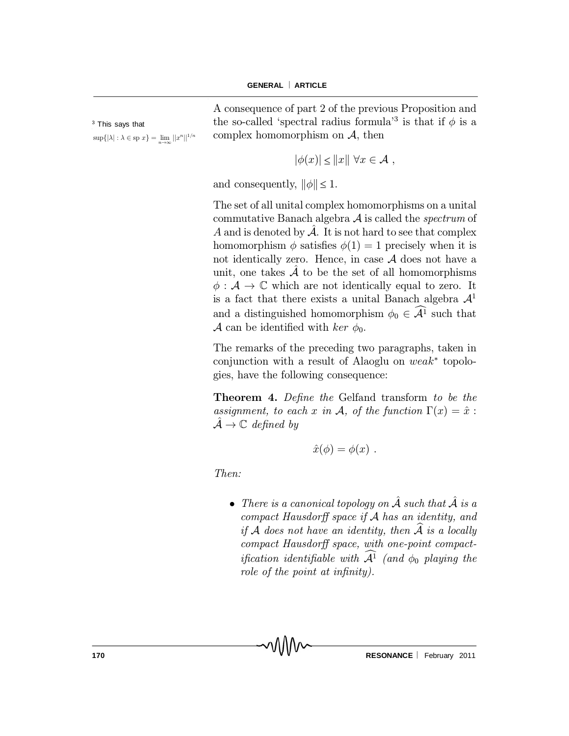A consequence of part 2 of the previous Proposition and the so-called 'spectral radius formula'[3] is that if $\phi$ is a complex homomorphism on $\mathcal{A}$, then

$$|\phi(x)| \leq \|x\| \ \forall x \in \mathcal{A} ,$$

and consequently, $\|\phi\| \leq 1$.

[3] This says that $\sup\{|\lambda| : \lambda \in \text{sp } x\} = \lim_{n\to\infty} ||x^n||^{1/n}$

The set of all unital complex homomorphisms on a unital commutative Banach algebra $\mathcal{A}$ is called the *spectrum* of $A$ and is denoted by $\hat{\mathcal{A}}$. It is not hard to see that complex homomorphism $\phi$ satisfies $\phi(1) = 1$ precisely when it is not identically zero. Hence, in case $\mathcal{A}$ does not have a unit, one takes $\hat{\mathcal{A}}$ to be the set of all homomorphisms $\phi : \mathcal{A} \to \mathbb{C}$ which are not identically equal to zero. It is a fact that there exists a unital Banach algebra $\mathcal{A}^1$ and a distinguished homomorphism $\phi_0 \in \widehat{\mathcal{A}^1}$ such that $\mathcal{A}$ can be identified with $ker\ \phi_0$.

The remarks of the preceding two paragraphs, taken in conjunction with a result of Alaoglu on *weak*$^*$ topologies, have the following consequence:

**Theorem 4.** *Define the* Gelfand transform *to be the assignment, to each $x$ in $\mathcal{A}$, of the function $\Gamma(x) = \hat{x} : \hat{\mathcal{A}} \to \mathbb{C}$ defined by*

$$\hat{x}(\phi) = \phi(x) .$$

*Then:*

- *There is a canonical topology on $\hat{\mathcal{A}}$ such that $\hat{\mathcal{A}}$ is a compact Hausdorff space if $\mathcal{A}$ has an identity, and if $\mathcal{A}$ does not have an identity, then $\widehat{\mathcal{A}}$ is a locally compact Hausdorff space, with one-point compactification identifiable with $\widehat{\mathcal{A}^1}$ (and $\phi_0$ playing the role of the point at infinity).*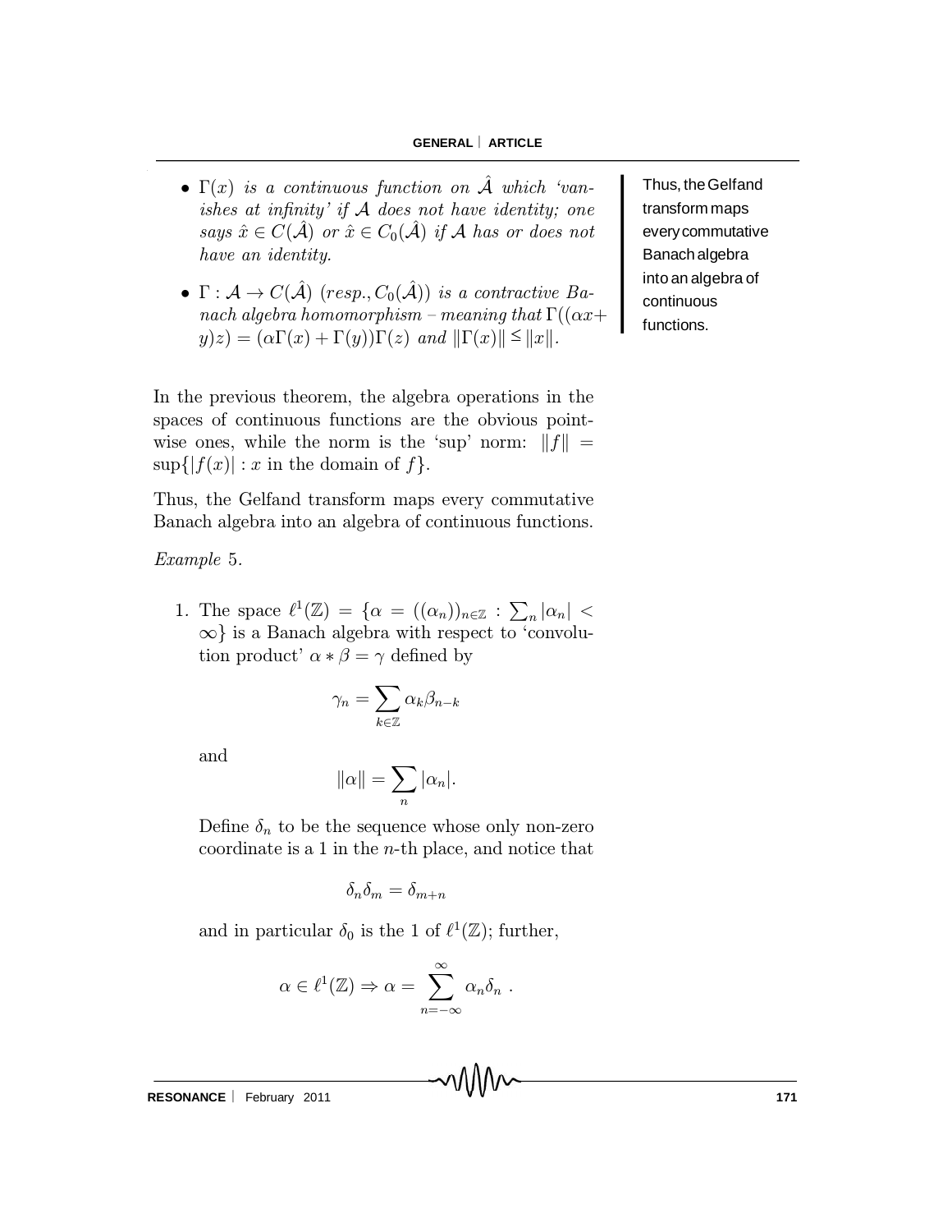- $\Gamma(x)$ *is a continuous function on* $\hat{\mathcal{A}}$ *which 'vanishes at infinity' if* $\mathcal{A}$ *does not have identity; one says* $\hat{x} \in C(\hat{\mathcal{A}})$ *or* $\hat{x} \in C_0(\hat{\mathcal{A}})$ *if* $\mathcal{A}$ *has or does not have an identity.*
- $\Gamma : \mathcal{A} \to C(\hat{\mathcal{A}})$ *(resp.,* $C_0(\hat{\mathcal{A}})$*) is a contractive Banach algebra homomorphism – meaning that* $\Gamma((\alpha x + y)z) = (\alpha\Gamma(x) + \Gamma(y))\Gamma(z)$ *and* $\|\Gamma(x)\| \leq \|x\|$.

In the previous theorem, the algebra operations in the spaces of continuous functions are the obvious pointwise ones, while the norm is the 'sup' norm: $\|f\| = \sup\{|f(x)| : x \text{ in the domain of } f\}$.

Thus, the Gelfand transform maps every commutative Banach algebra into an algebra of continuous functions.

*Example* 5.

1. The space $\ell^1(\mathbb{Z}) = \{\alpha = ((\alpha_n))_{n\in\mathbb{Z}} : \sum_n |\alpha_n| < \infty\}$ is a Banach algebra with respect to 'convolution product' $\alpha * \beta = \gamma$ defined by

$$\gamma_n = \sum_{k\in\mathbb{Z}} \alpha_k \beta_{n-k}$$

and

$$\|\alpha\| = \sum_n |\alpha_n|.$$

Define $\delta_n$ to be the sequence whose only non-zero coordinate is a 1 in the $n$-th place, and notice that

$$\delta_n \delta_m = \delta_{m+n}$$

and in particular $\delta_0$ is the 1 of $\ell^1(\mathbb{Z})$; further,

$$\alpha \in \ell^1(\mathbb{Z}) \Rightarrow \alpha = \sum_{n=-\infty}^{\infty} \alpha_n \delta_n .$$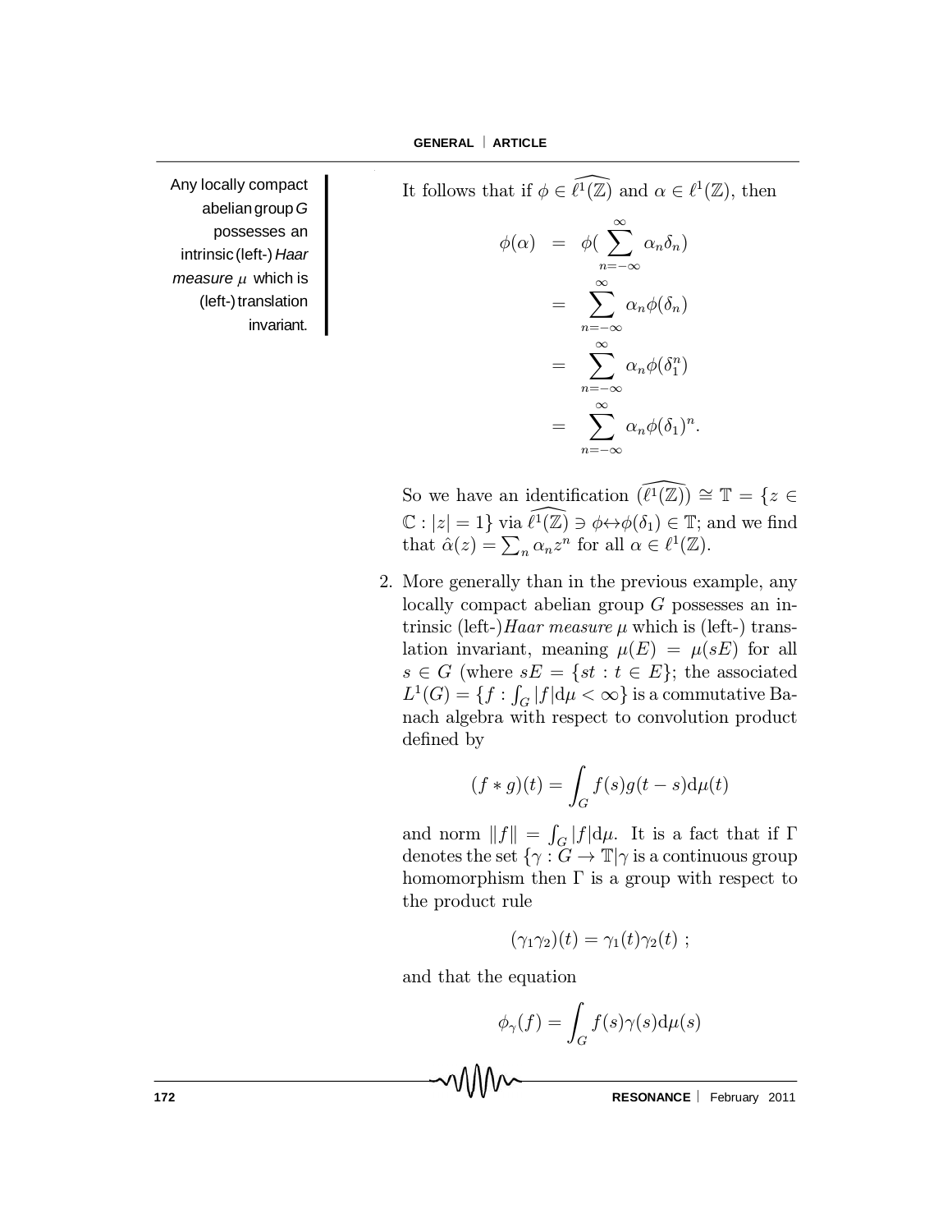Any locally compact abelian group $G$ possesses an intrinsic (left-) *Haar measure* $\mu$ which is (left-) translation invariant.

It follows that if $\phi \in \widehat{\ell^1(\mathbb{Z})}$ and $\alpha \in \ell^1(\mathbb{Z})$, then

$$
\begin{aligned}
\phi(\alpha) &= \phi(\sum_{n=-\infty}^{\infty} \alpha_n \delta_n) \\
&= \sum_{n=-\infty}^{\infty} \alpha_n \phi(\delta_n) \\
&= \sum_{n=-\infty}^{\infty} \alpha_n \phi(\delta_1^n) \\
&= \sum_{n=-\infty}^{\infty} \alpha_n \phi(\delta_1)^n.
\end{aligned}
$$

So we have an identification $\widehat{(\ell^1(\mathbb{Z}))} \cong \mathbb{T} = \{z \in \mathbb{C} : |z| = 1\}$ via $\widehat{\ell^1(\mathbb{Z})} \ni \phi \leftrightarrow \phi(\delta_1) \in \mathbb{T}$; and we find that $\hat{\alpha}(z) = \sum_n \alpha_n z^n$ for all $\alpha \in \ell^1(\mathbb{Z})$.

2. More generally than in the previous example, any locally compact abelian group $G$ possesses an intrinsic (left-)*Haar measure* $\mu$ which is (left-) translation invariant, meaning $\mu(E) = \mu(sE)$ for all $s \in G$ (where $sE = \{st : t \in E\}$; the associated $L^1(G) = \{f : \int_G |f| \mathrm{d}\mu < \infty\}$ is a commutative Banach algebra with respect to convolution product defined by

$$(f * g)(t) = \int_G f(s)g(t - s)\mathrm{d}\mu(t)$$

and norm $\|f\| = \int_G |f|\mathrm{d}\mu$. It is a fact that if $\Gamma$ denotes the set $\{\gamma : G \to \mathbb{T} | \gamma \text{ is a continuous group homomorphism}\}$ then $\Gamma$ is a group with respect to the product rule

$$(\gamma_1\gamma_2)(t) = \gamma_1(t)\gamma_2(t) \ ;$$

and that the equation

$$\phi_\gamma(f) = \int_G f(s)\gamma(s)\mathrm{d}\mu(s)$$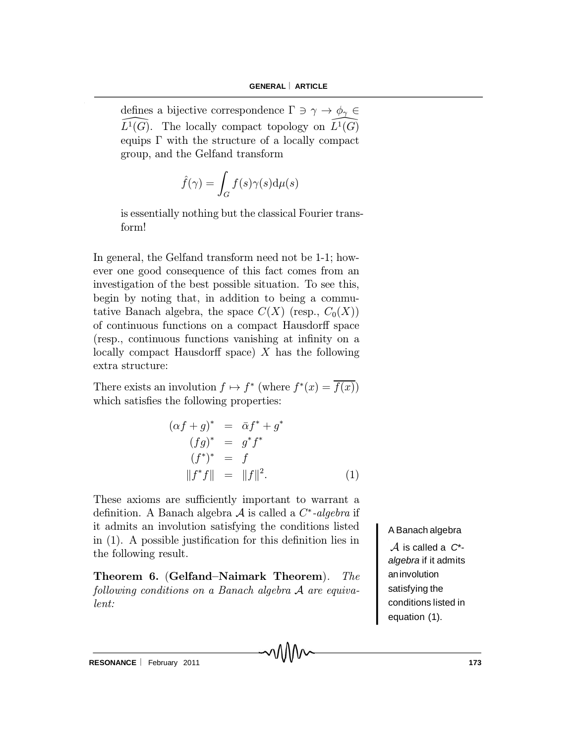defines a bijective correspondence $\Gamma \ni \gamma \to \phi_\gamma \in \widehat{L^1(G)}$. The locally compact topology on $\widehat{L^1(G)}$ equips $\Gamma$ with the structure of a locally compact group, and the Gelfand transform

$$\hat{f}(\gamma) = \int_G f(s)\gamma(s)\mathrm{d}\mu(s)$$

is essentially nothing but the classical Fourier transform!

In general, the Gelfand transform need not be 1-1; however one good consequence of this fact comes from an investigation of the best possible situation. To see this, begin by noting that, in addition to being a commutative Banach algebra, the space $C(X)$ (resp., $C_0(X)$) of continuous functions on a compact Hausdorff space (resp., continuous functions vanishing at infinity on a locally compact Hausdorff space) $X$ has the following extra structure:

There exists an involution $f \mapsto f^*$ (where $f^*(x) = \overline{f(x)}$) which satisfies the following properties:

$$\begin{aligned}
(\alpha f + g)^* &= \bar{\alpha} f^* + g^* \\
(fg)^* &= g^* f^* \\
(f^*)^* &= f \\
\|f^* f\| &= \|f\|^2.
\end{aligned} \tag{1}$$

These axioms are sufficiently important to warrant a definition. A Banach algebra $\mathcal{A}$ is called a *$C^*$-algebra* if it admits an involution satisfying the conditions listed in (1). A possible justification for this definition lies in the following result.

A Banach algebra $\mathcal{A}$ is called a *$C^*$-algebra* if it admits an involution satisfying the conditions listed in equation (1).

**Theorem 6.** (**Gelfand–Naimark Theorem**). *The following conditions on a Banach algebra $\mathcal{A}$ are equivalent:*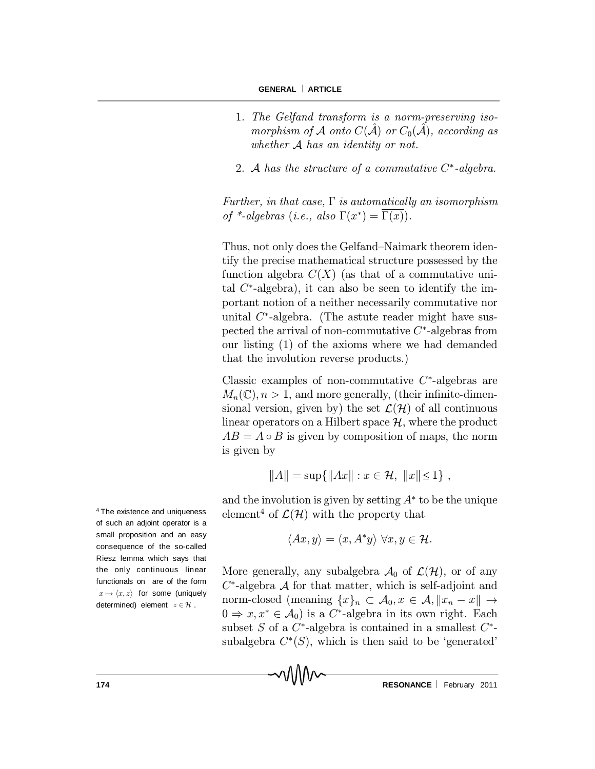1. *The Gelfand transform is a norm-preserving isomorphism of $\mathcal{A}$ onto $C(\hat{\mathcal{A}})$ or $C_0(\hat{\mathcal{A}})$, according as whether $\mathcal{A}$ has an identity or not.*

2. *$\mathcal{A}$ has the structure of a commutative $C^*$-algebra.*

*Further, in that case, $\Gamma$ is automatically an isomorphism of \*-algebras (i.e., also $\Gamma(x^*) = \overline{\Gamma(x)}$).*

Thus, not only does the Gelfand–Naimark theorem identify the precise mathematical structure possessed by the function algebra $C(X)$ (as that of a commutative unital $C^*$-algebra), it can also be seen to identify the important notion of a neither necessarily commutative nor unital $C^*$-algebra. (The astute reader might have suspected the arrival of non-commutative $C^*$-algebras from our listing (1) of the axioms where we had demanded that the involution reverse products.)

Classic examples of non-commutative $C^*$-algebras are $M_n(\mathbb{C}), n > 1$, and more generally, (their infinite-dimensional version, given by) the set $\mathcal{L}(\mathcal{H})$ of all continuous linear operators on a Hilbert space $\mathcal{H}$, where the product $AB = A \circ B$ is given by composition of maps, the norm is given by

$$\|A\| = \sup\{\|Ax\| : x \in \mathcal{H},\ \|x\| \leq 1\}\ ,$$

and the involution is given by setting $A^*$ to be the unique element[4] of $\mathcal{L}(\mathcal{H})$ with the property that

$$\langle Ax, y\rangle = \langle x, A^*y\rangle\ \forall x, y \in \mathcal{H}.$$

More generally, any subalgebra $\mathcal{A}_0$ of $\mathcal{L}(\mathcal{H})$, or of any $C^*$-algebra $\mathcal{A}$ for that matter, which is self-adjoint and norm-closed (meaning $\{x\}_n \subset \mathcal{A}_0, x \in \mathcal{A}, \|x_n - x\| \to 0 \Rightarrow x, x^* \in \mathcal{A}_0$) is a $C^*$-algebra in its own right. Each subset $S$ of a $C^*$-algebra is contained in a smallest $C^*$-subalgebra $C^*(S)$, which is then said to be 'generated'

[4] The existence and uniqueness of such an adjoint operator is a small proposition and an easy consequence of the so-called Riesz lemma which says that the only continuous linear functionals on are of the form $x \mapsto \langle x, z\rangle$ for some (uniquely determined) element $z \in \mathcal{H}$ .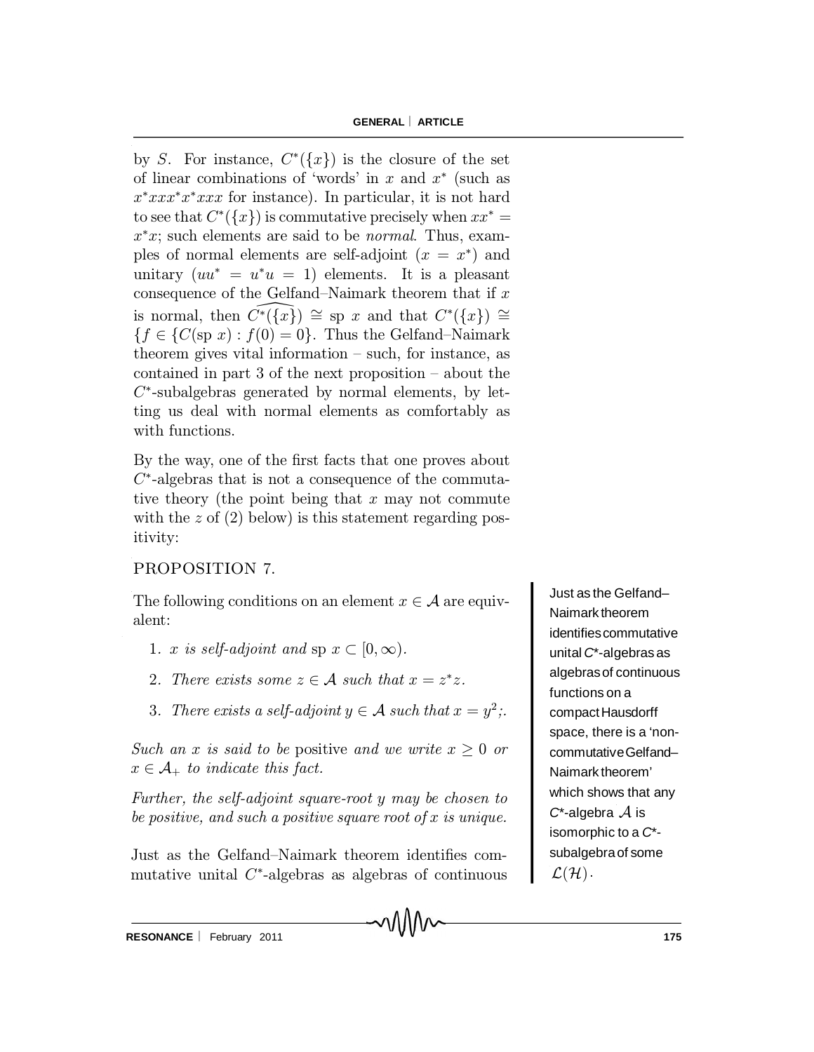by $S$. For instance, $C^*(\{x\})$ is the closure of the set of linear combinations of 'words' in $x$ and $x^*$ (such as $x^*xxx^*x^*xxx$ for instance). In particular, it is not hard to see that $C^*(\{x\})$ is commutative precisely when $xx^* = x^*x$; such elements are said to be *normal*. Thus, examples of normal elements are self-adjoint ($x = x^*$) and unitary ($uu^* = u^*u = 1$) elements. It is a pleasant consequence of the Gelfand–Naimark theorem that if $x$ is normal, then $\widehat{C^*(\{x\})} \cong \text{sp } x$ and that $C^*(\{x\}) \cong \{f \in \{C(\text{sp } x) : f(0) = 0\}$. Thus the Gelfand–Naimark theorem gives vital information – such, for instance, as contained in part 3 of the next proposition – about the $C^*$-subalgebras generated by normal elements, by letting us deal with normal elements as comfortably as with functions.

By the way, one of the first facts that one proves about $C^*$-algebras that is not a consequence of the commutative theory (the point being that $x$ may not commute with the $z$ of (2) below) is this statement regarding positivity:

PROPOSITION 7.

The following conditions on an element $x \in \mathcal{A}$ are equivalent:

1. *$x$ is self-adjoint and* $\text{sp } x \subset [0, \infty)$.
2. *There exists some $z \in \mathcal{A}$ such that $x = z^*z$.*
3. *There exists a self-adjoint $y \in \mathcal{A}$ such that $x = y^2$;.*

*Such an $x$ is said to be* positive *and we write $x \geq 0$ or $x \in \mathcal{A}_+$ to indicate this fact.*

*Further, the self-adjoint square-root $y$ may be chosen to be positive, and such a positive square root of $x$ is unique.*

Just as the Gelfand–Naimark theorem identifies commutative unital $C^*$-algebras as algebras of continuous

Just as the Gelfand–Naimark theorem identifies commutative unital $C^*$-algebras as algebras of continuous functions on a compact Hausdorff space, there is a 'non-commutative Gelfand–Naimark theorem' which shows that any $C^*$-algebra $\mathcal{A}$ is isomorphic to a $C^*$-subalgebra of some $\mathcal{L}(\mathcal{H})$.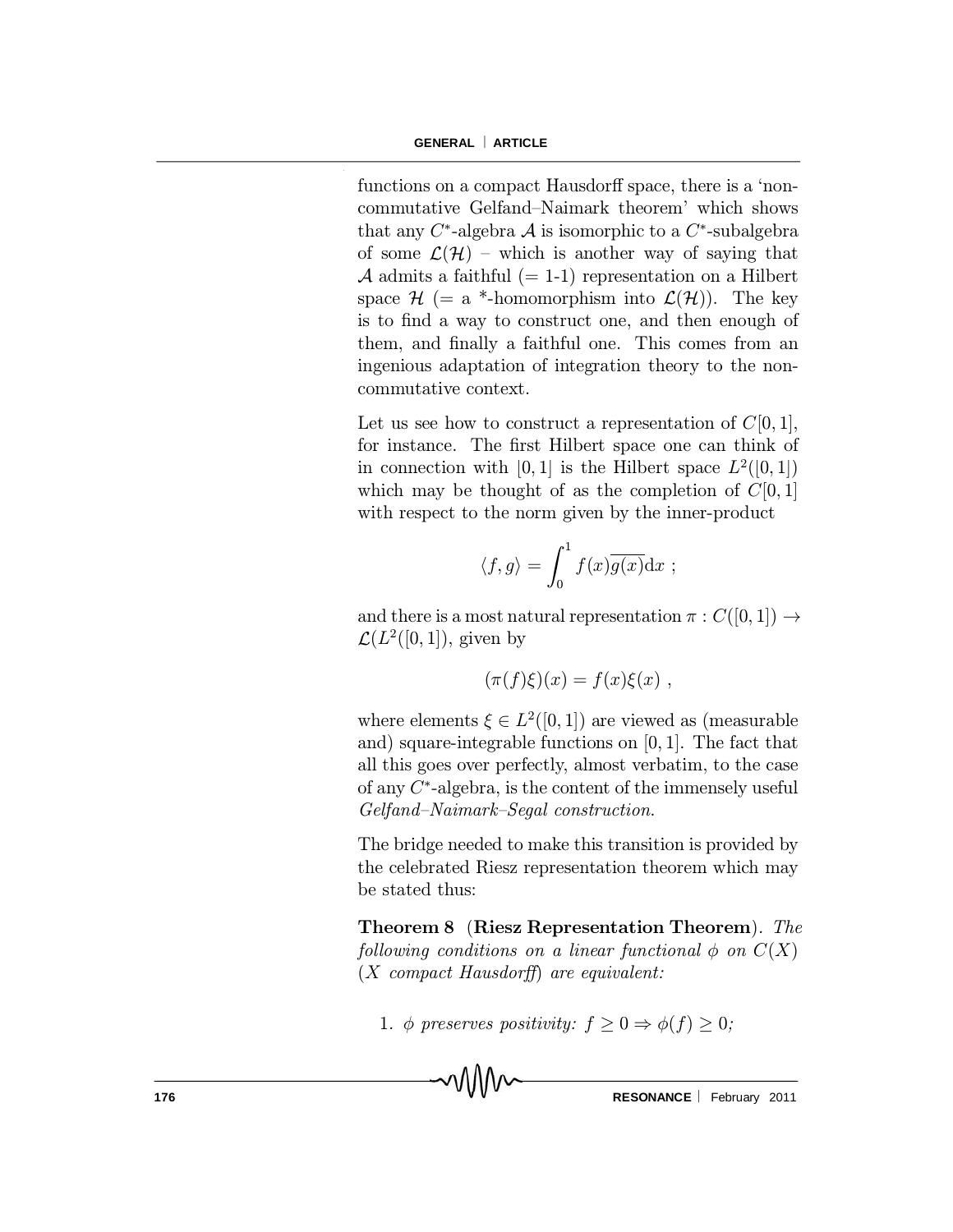functions on a compact Hausdorff space, there is a 'non-commutative Gelfand–Naimark theorem' which shows that any $C^*$-algebra $\mathcal{A}$ is isomorphic to a $C^*$-subalgebra of some $\mathcal{L}(\mathcal{H})$ – which is another way of saying that $\mathcal{A}$ admits a faithful (= 1-1) representation on a Hilbert space $\mathcal{H}$ (= a *-homomorphism into $\mathcal{L}(\mathcal{H})$). The key is to find a way to construct one, and then enough of them, and finally a faithful one. This comes from an ingenious adaptation of integration theory to the non-commutative context.

Let us see how to construct a representation of $C[0,1]$, for instance. The first Hilbert space one can think of in connection with $[0,1]$ is the Hilbert space $L^2([0,1])$ which may be thought of as the completion of $C[0,1]$ with respect to the norm given by the inner-product

$$\langle f, g \rangle = \int_0^1 f(x)\overline{g(x)}\mathrm{d}x \ ;$$

and there is a most natural representation $\pi : C([0,1]) \to \mathcal{L}(L^2([0,1])$, given by

$$(\pi(f)\xi)(x) = f(x)\xi(x) \ ,$$

where elements $\xi \in L^2([0,1])$ are viewed as (measurable and) square-integrable functions on $[0,1]$. The fact that all this goes over perfectly, almost verbatim, to the case of any $C^*$-algebra, is the content of the immensely useful *Gelfand–Naimark–Segal construction*.

The bridge needed to make this transition is provided by the celebrated Riesz representation theorem which may be stated thus:

**Theorem 8** (**Riesz Representation Theorem**). *The following conditions on a linear functional $\phi$ on $C(X)$ ($X$ compact Hausdorff) are equivalent:*

1. *$\phi$ preserves positivity: $f \geq 0 \Rightarrow \phi(f) \geq 0$;*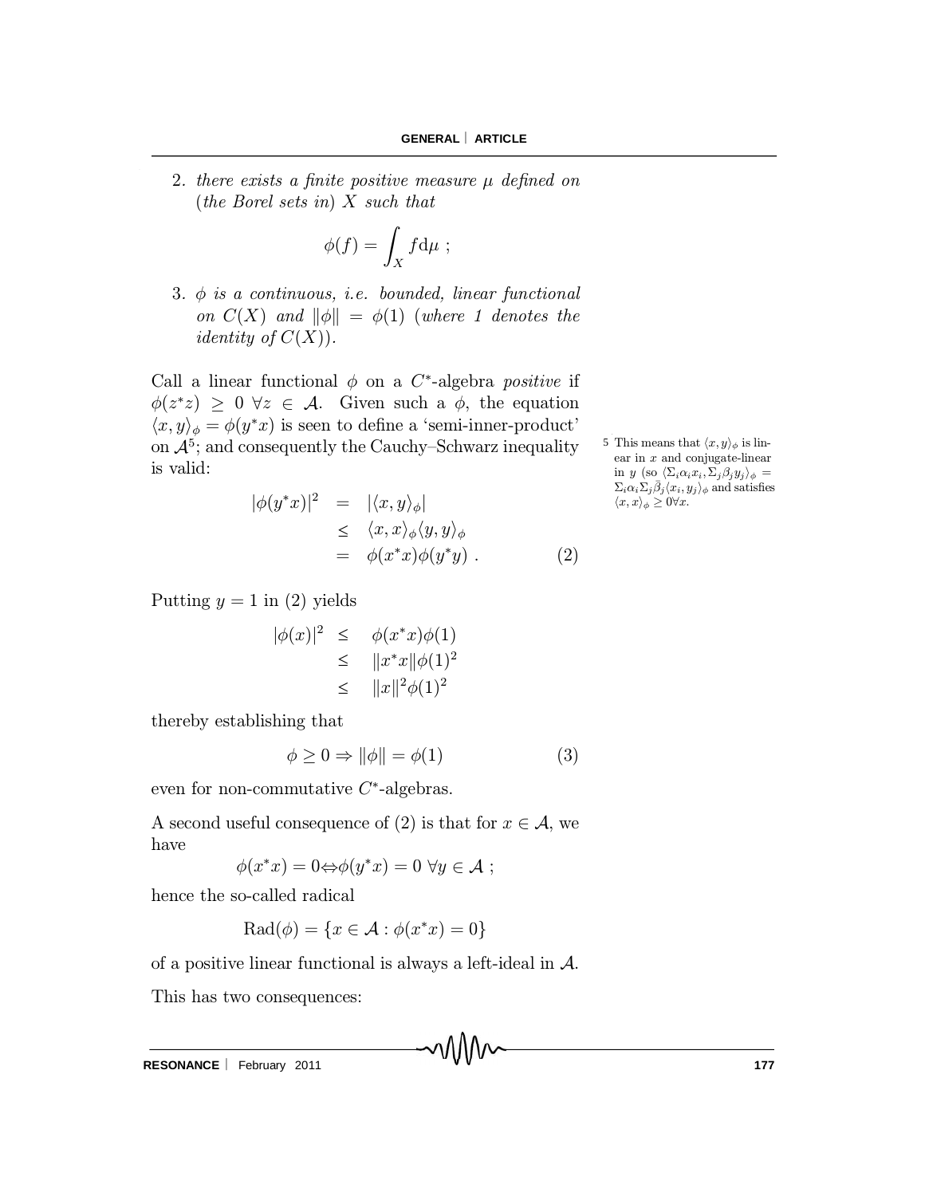2. *there exists a finite positive measure* $\mu$ *defined on* (*the Borel sets in*) $X$ *such that*

$$\phi(f) = \int_X f \mathrm{d}\mu \ ;$$

3. $\phi$ *is a continuous, i.e. bounded, linear functional on* $C(X)$ *and* $\|\phi\| = \phi(1)$ (*where 1 denotes the identity of* $C(X)$).

Call a linear functional $\phi$ on a $C^*$-algebra *positive* if $\phi(z^*z) \geq 0 \ \forall z \in \mathcal{A}$. Given such a $\phi$, the equation $\langle x, y \rangle_\phi = \phi(y^*x)$ is seen to define a 'semi-inner-product' on $\mathcal{A}$[5]; and consequently the Cauchy–Schwarz inequality is valid:

$$\begin{aligned} |\phi(y^*x)|^2 &= |\langle x, y \rangle_\phi| \\ &\leq \langle x, x \rangle_\phi \langle y, y \rangle_\phi \\ &= \phi(x^*x)\phi(y^*y) \ . \end{aligned} \tag{2}$$

[5] This means that $\langle x, y \rangle_\phi$ is linear in $x$ and conjugate-linear in $y$ (so $\langle \Sigma_i \alpha_i x_i, \Sigma_j \beta_j y_j \rangle_\phi = \Sigma_i \alpha_i \Sigma_j \bar{\beta}_j \langle x_i, y_j \rangle_\phi$ and satisfies $\langle x, x \rangle_\phi \geq 0 \forall x$.

Putting $y = 1$ in (2) yields

$$\begin{aligned} |\phi(x)|^2 &\leq \phi(x^*x)\phi(1) \\ &\leq \|x^*x\|\phi(1)^2 \\ &\leq \|x\|^2\phi(1)^2 \end{aligned}$$

thereby establishing that

$$\phi \geq 0 \Rightarrow \|\phi\| = \phi(1) \tag{3}$$

even for non-commutative $C^*$-algebras.

A second useful consequence of (2) is that for $x \in \mathcal{A}$, we have

$$\phi(x^*x) = 0 \Leftrightarrow \phi(y^*x) = 0 \ \forall y \in \mathcal{A} \ ;$$

hence the so-called radical

$$\mathrm{Rad}(\phi) = \{x \in \mathcal{A} : \phi(x^*x) = 0\}$$

of a positive linear functional is always a left-ideal in $\mathcal{A}$.

This has two consequences: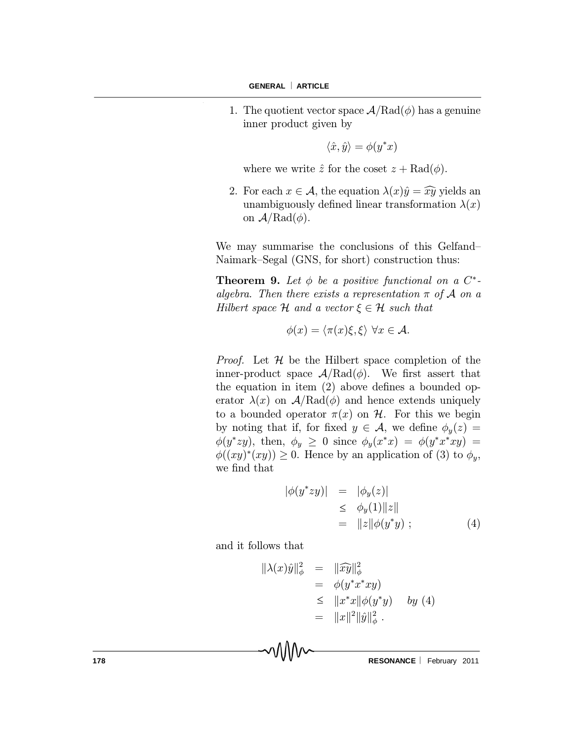1. The quotient vector space $\mathcal{A}/\mathrm{Rad}(\phi)$ has a genuine inner product given by

$$\langle \hat{x}, \hat{y} \rangle = \phi(y^* x)$$

where we write $\hat{z}$ for the coset $z + \mathrm{Rad}(\phi)$.

2. For each $x \in \mathcal{A}$, the equation $\lambda(x)\hat{y} = \widehat{xy}$ yields an unambiguously defined linear transformation $\lambda(x)$ on $\mathcal{A}/\mathrm{Rad}(\phi)$.

We may summarise the conclusions of this Gelfand–Naimark–Segal (GNS, for short) construction thus:

**Theorem 9.** *Let $\phi$ be a positive functional on a $C^*$-algebra. Then there exists a representation $\pi$ of $\mathcal{A}$ on a Hilbert space $\mathcal{H}$ and a vector $\xi \in \mathcal{H}$ such that*

$$\phi(x) = \langle \pi(x)\xi, \xi \rangle \ \forall x \in \mathcal{A}.$$

*Proof.* Let $\mathcal{H}$ be the Hilbert space completion of the inner-product space $\mathcal{A}/\mathrm{Rad}(\phi)$. We first assert that the equation in item (2) above defines a bounded operator $\lambda(x)$ on $\mathcal{A}/\mathrm{Rad}(\phi)$ and hence extends uniquely to a bounded operator $\pi(x)$ on $\mathcal{H}$. For this we begin by noting that if, for fixed $y \in \mathcal{A}$, we define $\phi_y(z) = \phi(y^* z y)$, then, $\phi_y \geq 0$ since $\phi_y(x^* x) = \phi(y^* x^* x y) = \phi((xy)^*(xy)) \geq 0$. Hence by an application of (3) to $\phi_y$, we find that

$$\begin{aligned} |\phi(y^* z y)| &= |\phi_y(z)| \\ &\leq \phi_y(1)\|z\| \\ &= \|z\|\phi(y^* y) \ ; \end{aligned} \tag{4}$$

and it follows that

$$\begin{aligned} \|\lambda(x)\hat{y}\|_\phi^2 &= \|\widehat{xy}\|_\phi^2 \\ &= \phi(y^* x^* x y) \\ &\leq \|x^* x\|\phi(y^* y) \quad \textit{by } (4) \\ &= \|x\|^2 \|\hat{y}\|_\phi^2 \ . \end{aligned}$$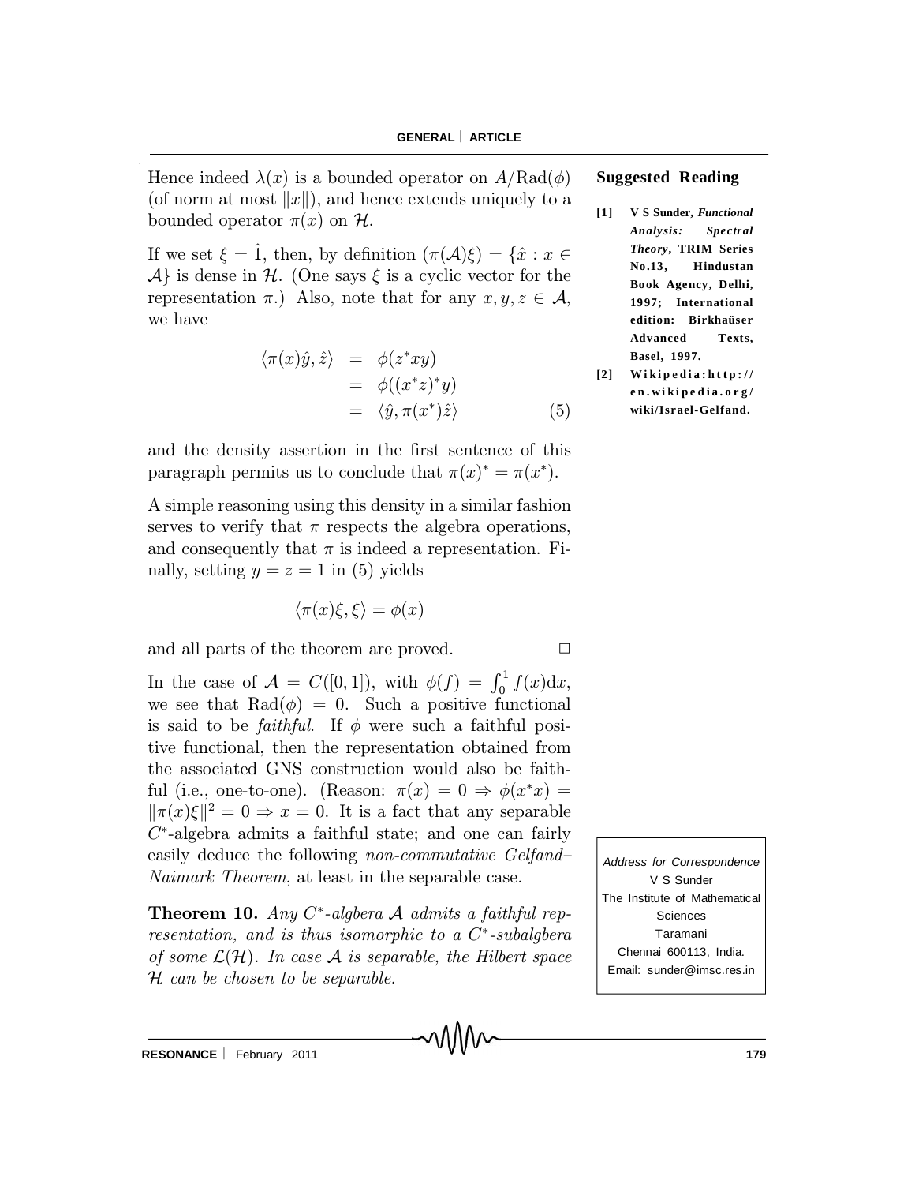Hence indeed $\lambda(x)$ is a bounded operator on $A/\text{Rad}(\phi)$ (of norm at most $\|x\|$), and hence extends uniquely to a bounded operator $\pi(x)$ on $\mathcal{H}$.

If we set $\xi = \hat{1}$, then, by definition $(\pi(\mathcal{A})\xi) = \{\hat{x} : x \in \mathcal{A}\}$ is dense in $\mathcal{H}$. (One says $\xi$ is a cyclic vector for the representation $\pi$.) Also, note that for any $x, y, z \in \mathcal{A}$, we have

$$\begin{aligned} \langle \pi(x)\hat{y}, \hat{z} \rangle &= \phi(z^* x y) \\ &= \phi((x^* z)^* y) \\ &= \langle \hat{y}, \pi(x^*)\hat{z} \rangle \end{aligned} \tag{5}$$

and the density assertion in the first sentence of this paragraph permits us to conclude that $\pi(x)^* = \pi(x^*)$.

A simple reasoning using this density in a similar fashion serves to verify that $\pi$ respects the algebra operations, and consequently that $\pi$ is indeed a representation. Finally, setting $y = z = 1$ in (5) yields

$$\langle \pi(x)\xi, \xi \rangle = \phi(x)$$

and all parts of the theorem are proved. □

In the case of $\mathcal{A} = C([0,1])$, with $\phi(f) = \int_0^1 f(x)\mathrm{d}x$, we see that $\text{Rad}(\phi) = 0$. Such a positive functional is said to be *faithful*. If $\phi$ were such a faithful positive functional, then the representation obtained from the associated GNS construction would also be faithful (i.e., one-to-one). (Reason: $\pi(x) = 0 \Rightarrow \phi(x^*x) = \|\pi(x)\xi\|^2 = 0 \Rightarrow x = 0$. It is a fact that any separable $C^*$-algebra admits a faithful state; and one can fairly easily deduce the following *non-commutative Gelfand–Naimark Theorem*, at least in the separable case.

**Theorem 10.** *Any $C^*$-algebra $\mathcal{A}$ admits a faithful representation, and is thus isomorphic to a $C^*$-subalgbera of some $\mathcal{L}(\mathcal{H})$. In case $\mathcal{A}$ is separable, the Hilbert space $\mathcal{H}$ can be chosen to be separable.*

## Suggested Reading

[1] V S Sunder, *Functional Analysis: Spectral Theory*, TRIM Series No.13, Hindustan Book Agency, Delhi, 1997; International edition: Birkhaüser Advanced Texts, Basel, 1997.

[2] Wikipedia:http://en.wikipedia.org/wiki/Israel-Gelfand.

*Address for Correspondence*
V S Sunder
The Institute of Mathematical Sciences
Taramani
Chennai 600113, India.
Email: sunder@imsc.res.in